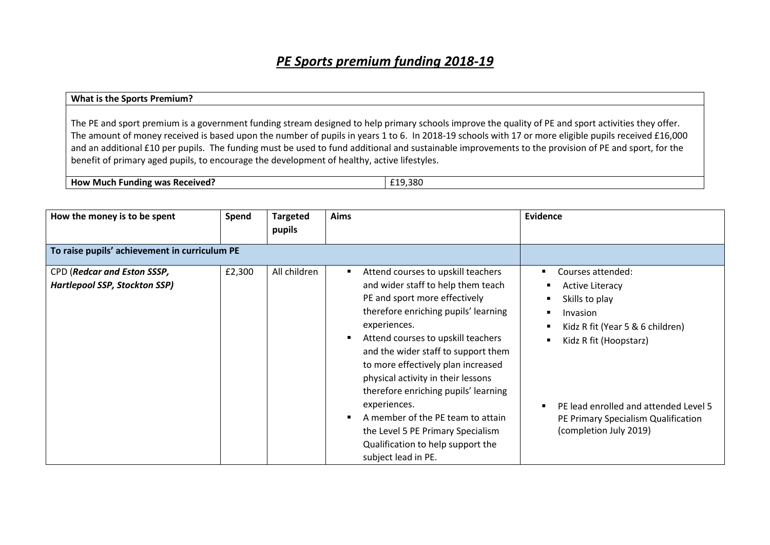# *PE Sports premium funding 2018-19*

| **What is the Sports Premium?** | |
|---|---|
| The PE and sport premium is a government funding stream designed to help primary schools improve the quality of PE and sport activities they offer. The amount of money received is based upon the number of pupils in years 1 to 6. In 2018-19 schools with 17 or more eligible pupils received £16,000 and an additional £10 per pupils. The funding must be used to fund additional and sustainable improvements to the provision of PE and sport, for the benefit of primary aged pupils, to encourage the development of healthy, active lifestyles. | |
| **How Much Funding was Received?** | £19,380 |

| How the money is to be spent | Spend | Targeted pupils | Aims | Evidence |
|---|---|---|---|---|
| **To raise pupils' achievement in curriculum PE** | | | | |
| CPD (***Redcar and Eston SSSP, Hartlepool SSP, Stockton SSP)*** | £2,300 | All children | ▪ Attend courses to upskill teachers and wider staff to help them teach PE and sport more effectively therefore enriching pupils' learning experiences.<br>▪ Attend courses to upskill teachers and the wider staff to support them to more effectively plan increased physical activity in their lessons therefore enriching pupils' learning experiences.<br>▪ A member of the PE team to attain the Level 5 PE Primary Specialism Qualification to help support the subject lead in PE. | ▪ Courses attended:<br>▪ Active Literacy<br>▪ Skills to play<br>▪ Invasion<br>▪ Kidz R fit (Year 5 & 6 children)<br>▪ Kidz R fit (Hoopstarz)<br><br>▪ PE lead enrolled and attended Level 5 PE Primary Specialism Qualification (completion July 2019) |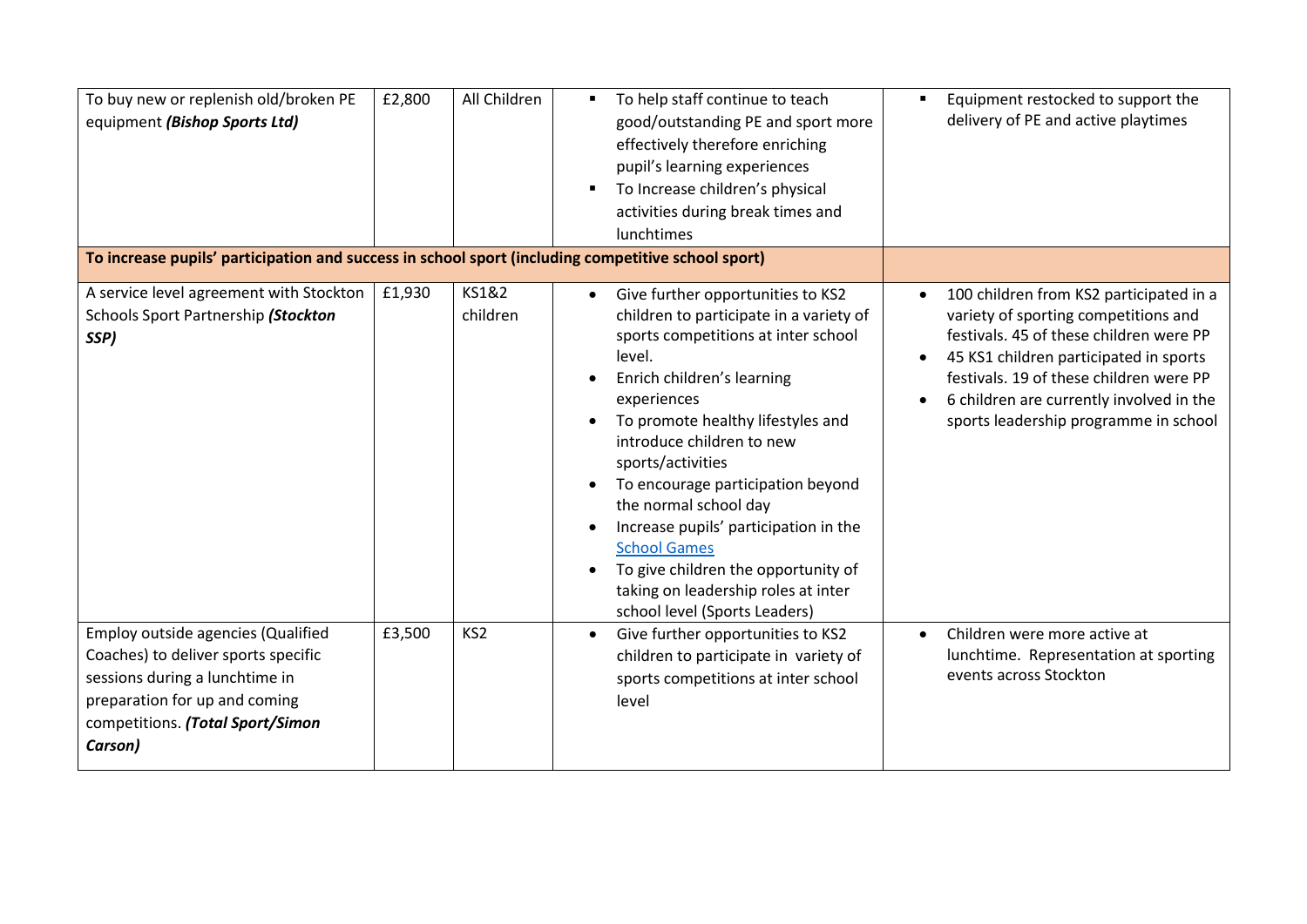| | | | | |
|---|---|---|---|---|
| To buy new or replenish old/broken PE equipment ***(Bishop Sports Ltd)*** | £2,800 | All Children | ▪ To help staff continue to teach good/outstanding PE and sport more effectively therefore enriching pupil's learning experiences<br>▪ To Increase children's physical activities during break times and lunchtimes | ▪ Equipment restocked to support the delivery of PE and active playtimes |
| **To increase pupils' participation and success in school sport (including competitive school sport)** | | | | |
| A service level agreement with Stockton Schools Sport Partnership ***(Stockton SSP)*** | £1,930 | KS1&2 children | • Give further opportunities to KS2 children to participate in a variety of sports competitions at inter school level.<br>• Enrich children's learning experiences<br>• To promote healthy lifestyles and introduce children to new sports/activities<br>• To encourage participation beyond the normal school day<br>• Increase pupils' participation in the School Games<br>• To give children the opportunity of taking on leadership roles at inter school level (Sports Leaders) | • 100 children from KS2 participated in a variety of sporting competitions and festivals. 45 of these children were PP<br>• 45 KS1 children participated in sports festivals. 19 of these children were PP<br>• 6 children are currently involved in the sports leadership programme in school |
| Employ outside agencies (Qualified Coaches) to deliver sports specific sessions during a lunchtime in preparation for up and coming competitions. ***(Total Sport/Simon Carson)*** | £3,500 | KS2 | • Give further opportunities to KS2 children to participate in variety of sports competitions at inter school level | • Children were more active at lunchtime. Representation at sporting events across Stockton |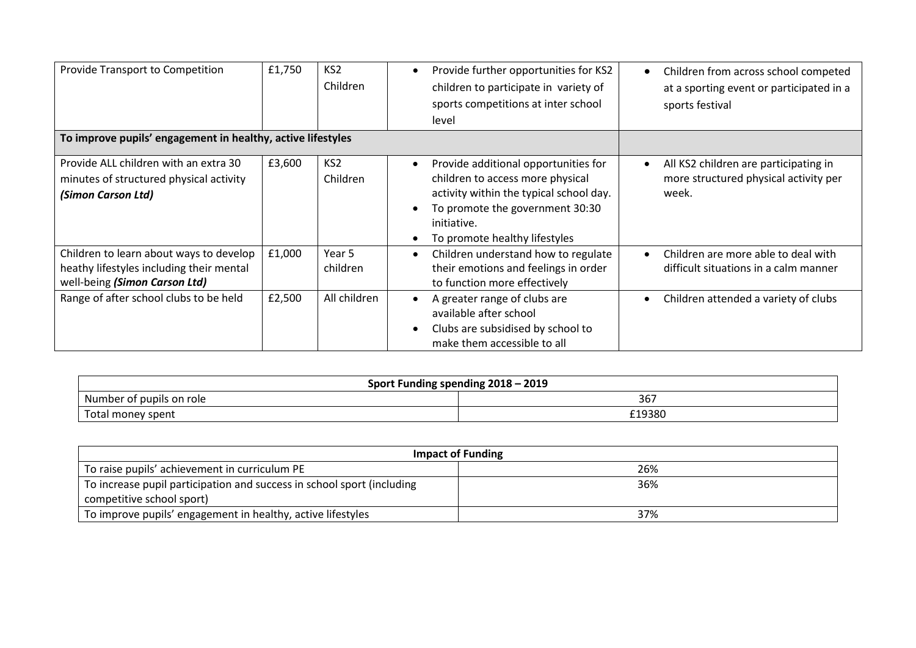| | | | | |
|---|---|---|---|---|
| Provide Transport to Competition | £1,750 | KS2 Children | • Provide further opportunities for KS2 children to participate in variety of sports competitions at inter school level | • Children from across school competed at a sporting event or participated in a sports festival |
| **To improve pupils' engagement in healthy, active lifestyles** | | | | |
| Provide ALL children with an extra 30 minutes of structured physical activity ***(Simon Carson Ltd)*** | £3,600 | KS2 Children | • Provide additional opportunities for children to access more physical activity within the typical school day. <br>• To promote the government 30:30 initiative. <br>• To promote healthy lifestyles | • All KS2 children are participating in more structured physical activity per week. |
| Children to learn about ways to develop heathy lifestyles including their mental well-being ***(Simon Carson Ltd)*** | £1,000 | Year 5 children | • Children understand how to regulate their emotions and feelings in order to function more effectively | • Children are more able to deal with difficult situations in a calm manner |
| Range of after school clubs to be held | £2,500 | All children | • A greater range of clubs are available after school <br>• Clubs are subsidised by school to make them accessible to all | • Children attended a variety of clubs |

| **Sport Funding spending 2018 – 2019** | |
|---|---|
| Number of pupils on role | 367 |
| Total money spent | £19380 |

| **Impact of Funding** | |
|---|---|
| To raise pupils' achievement in curriculum PE | 26% |
| To increase pupil participation and success in school sport (including competitive school sport) | 36% |
| To improve pupils' engagement in healthy, active lifestyles | 37% |